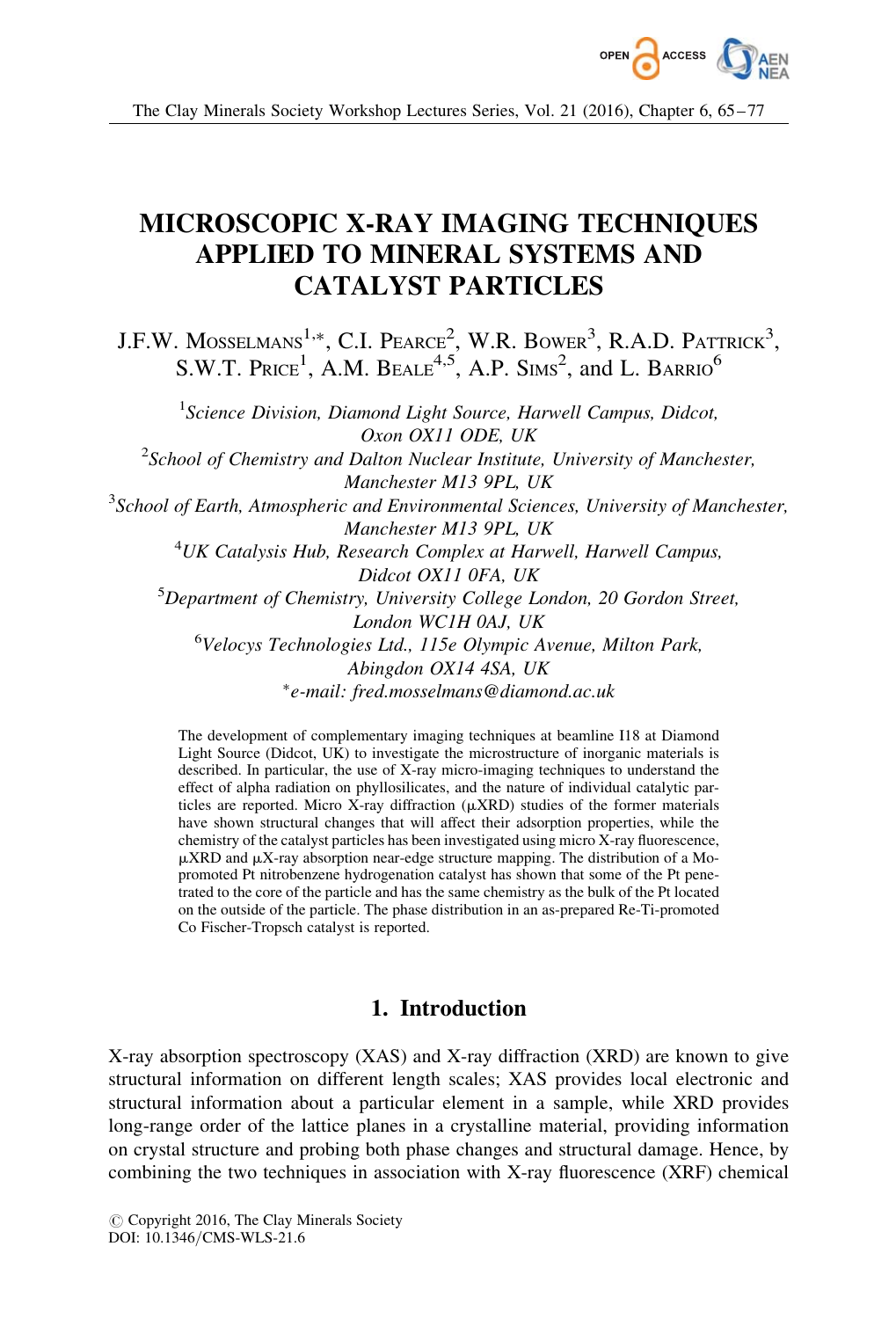# MICROSCOPIC X-RAY IMAGING TECHNIQUES APPLIED TO MINERAL SYSTEMS AND CATALYST PARTICLES

J.F.W. Mosselmans[1,*], C.I. Pearce[2], W.R. Bower[3], R.A.D. Pattrick[3], S.W.T. Price[1], A.M. Beale[4,5], A.P. Sims[2], and L. Barrio[6]

[1] *Science Division, Diamond Light Source, Harwell Campus, Didcot, Oxon OX11 ODE, UK*

[2] *School of Chemistry and Dalton Nuclear Institute, University of Manchester, Manchester M13 9PL, UK*

[3] *School of Earth, Atmospheric and Environmental Sciences, University of Manchester, Manchester M13 9PL, UK*

[4] *UK Catalysis Hub, Research Complex at Harwell, Harwell Campus, Didcot OX11 0FA, UK*

[5] *Department of Chemistry, University College London, 20 Gordon Street, London WC1H 0AJ, UK*

[6] *Velocys Technologies Ltd., 115e Olympic Avenue, Milton Park, Abingdon OX14 4SA, UK*

[*] *e-mail: fred.mosselmans@diamond.ac.uk*

The development of complementary imaging techniques at beamline I18 at Diamond Light Source (Didcot, UK) to investigate the microstructure of inorganic materials is described. In particular, the use of X-ray micro-imaging techniques to understand the effect of alpha radiation on phyllosilicates, and the nature of individual catalytic particles are reported. Micro X-ray diffraction (μXRD) studies of the former materials have shown structural changes that will affect their adsorption properties, while the chemistry of the catalyst particles has been investigated using micro X-ray fluorescence, μXRD and μX-ray absorption near-edge structure mapping. The distribution of a Mo-promoted Pt nitrobenzene hydrogenation catalyst has shown that some of the Pt penetrated to the core of the particle and has the same chemistry as the bulk of the Pt located on the outside of the particle. The phase distribution in an as-prepared Re-Ti-promoted Co Fischer-Tropsch catalyst is reported.

## 1. Introduction

X-ray absorption spectroscopy (XAS) and X-ray diffraction (XRD) are known to give structural information on different length scales; XAS provides local electronic and structural information about a particular element in a sample, while XRD provides long-range order of the lattice planes in a crystalline material, providing information on crystal structure and probing both phase changes and structural damage. Hence, by combining the two techniques in association with X-ray fluorescence (XRF) chemical

© Copyright 2016, The Clay Minerals Society
DOI: 10.1346/CMS-WLS-21.6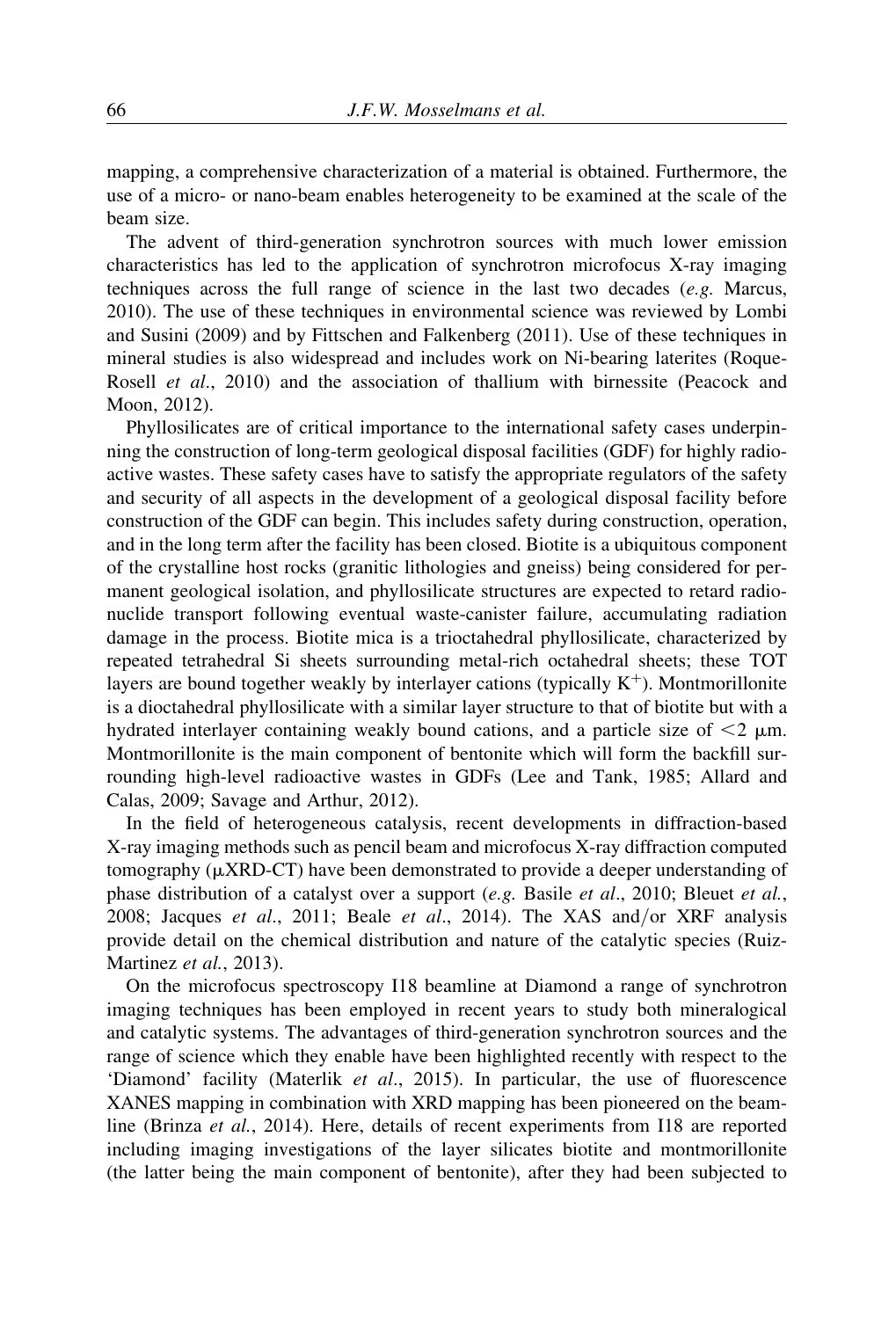mapping, a comprehensive characterization of a material is obtained. Furthermore, the use of a micro- or nano-beam enables heterogeneity to be examined at the scale of the beam size.

The advent of third-generation synchrotron sources with much lower emission characteristics has led to the application of synchrotron microfocus X-ray imaging techniques across the full range of science in the last two decades (*e.g.* Marcus, 2010). The use of these techniques in environmental science was reviewed by Lombi and Susini (2009) and by Fittschen and Falkenberg (2011). Use of these techniques in mineral studies is also widespread and includes work on Ni-bearing laterites (Roque-Rosell *et al*., 2010) and the association of thallium with birnessite (Peacock and Moon, 2012).

Phyllosilicates are of critical importance to the international safety cases underpinning the construction of long-term geological disposal facilities (GDF) for highly radioactive wastes. These safety cases have to satisfy the appropriate regulators of the safety and security of all aspects in the development of a geological disposal facility before construction of the GDF can begin. This includes safety during construction, operation, and in the long term after the facility has been closed. Biotite is a ubiquitous component of the crystalline host rocks (granitic lithologies and gneiss) being considered for permanent geological isolation, and phyllosilicate structures are expected to retard radionuclide transport following eventual waste-canister failure, accumulating radiation damage in the process. Biotite mica is a trioctahedral phyllosilicate, characterized by repeated tetrahedral Si sheets surrounding metal-rich octahedral sheets; these TOT layers are bound together weakly by interlayer cations (typically $K^+$). Montmorillonite is a dioctahedral phyllosilicate with a similar layer structure to that of biotite but with a hydrated interlayer containing weakly bound cations, and a particle size of $<2$ μm. Montmorillonite is the main component of bentonite which will form the backfill surrounding high-level radioactive wastes in GDFs (Lee and Tank, 1985; Allard and Calas, 2009; Savage and Arthur, 2012).

In the field of heterogeneous catalysis, recent developments in diffraction-based X-ray imaging methods such as pencil beam and microfocus X-ray diffraction computed tomography (μXRD-CT) have been demonstrated to provide a deeper understanding of phase distribution of a catalyst over a support (*e.g.* Basile *et al*., 2010; Bleuet *et al.*, 2008; Jacques *et al*., 2011; Beale *et al*., 2014). The XAS and/or XRF analysis provide detail on the chemical distribution and nature of the catalytic species (Ruiz-Martinez *et al.*, 2013).

On the microfocus spectroscopy I18 beamline at Diamond a range of synchrotron imaging techniques has been employed in recent years to study both mineralogical and catalytic systems. The advantages of third-generation synchrotron sources and the range of science which they enable have been highlighted recently with respect to the 'Diamond' facility (Materlik *et al*., 2015). In particular, the use of fluorescence XANES mapping in combination with XRD mapping has been pioneered on the beamline (Brinza *et al.*, 2014). Here, details of recent experiments from I18 are reported including imaging investigations of the layer silicates biotite and montmorillonite (the latter being the main component of bentonite), after they had been subjected to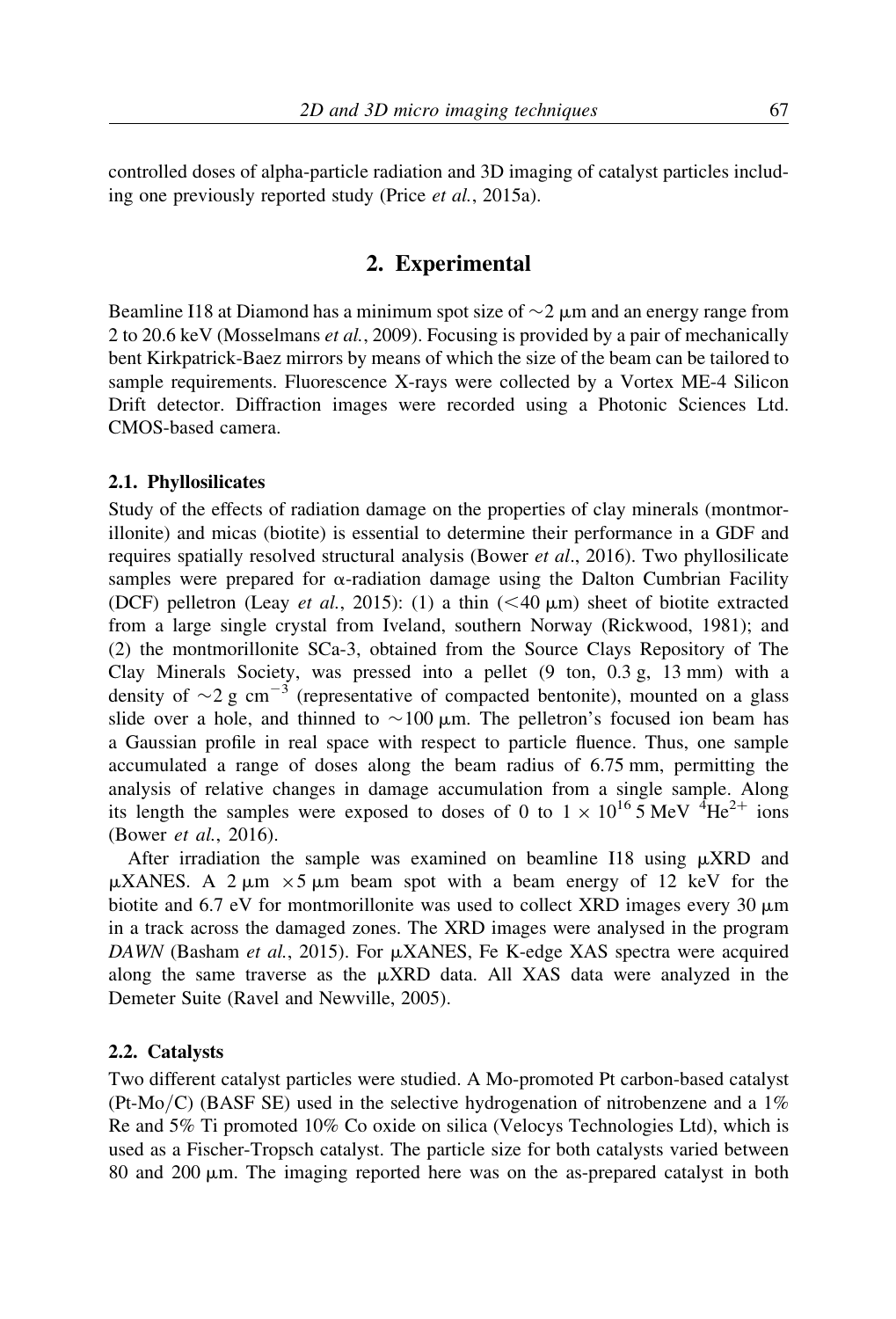controlled doses of alpha-particle radiation and 3D imaging of catalyst particles including one previously reported study (Price *et al.*, 2015a).

## 2. Experimental

Beamline I18 at Diamond has a minimum spot size of ~2 μm and an energy range from 2 to 20.6 keV (Mosselmans *et al.*, 2009). Focusing is provided by a pair of mechanically bent Kirkpatrick-Baez mirrors by means of which the size of the beam can be tailored to sample requirements. Fluorescence X-rays were collected by a Vortex ME-4 Silicon Drift detector. Diffraction images were recorded using a Photonic Sciences Ltd. CMOS-based camera.

### 2.1. Phyllosilicates

Study of the effects of radiation damage on the properties of clay minerals (montmorillonite) and micas (biotite) is essential to determine their performance in a GDF and requires spatially resolved structural analysis (Bower *et al*., 2016). Two phyllosilicate samples were prepared for α-radiation damage using the Dalton Cumbrian Facility (DCF) pelletron (Leay *et al.*, 2015): (1) a thin (<40 μm) sheet of biotite extracted from a large single crystal from Iveland, southern Norway (Rickwood, 1981); and (2) the montmorillonite SCa-3, obtained from the Source Clays Repository of The Clay Minerals Society, was pressed into a pellet (9 ton, 0.3 g, 13 mm) with a density of ~2 g cm$^{-3}$ (representative of compacted bentonite), mounted on a glass slide over a hole, and thinned to ~100 μm. The pelletron's focused ion beam has a Gaussian profile in real space with respect to particle fluence. Thus, one sample accumulated a range of doses along the beam radius of 6.75 mm, permitting the analysis of relative changes in damage accumulation from a single sample. Along its length the samples were exposed to doses of 0 to $1 \times 10^{16}$ 5 MeV $^{4}He^{2+}$ ions (Bower *et al.*, 2016).

After irradiation the sample was examined on beamline I18 using μXRD and μXANES. A 2 μm × 5 μm beam spot with a beam energy of 12 keV for the biotite and 6.7 eV for montmorillonite was used to collect XRD images every 30 μm in a track across the damaged zones. The XRD images were analysed in the program *DAWN* (Basham *et al.*, 2015). For μXANES, Fe K-edge XAS spectra were acquired along the same traverse as the μXRD data. All XAS data were analyzed in the Demeter Suite (Ravel and Newville, 2005).

### 2.2. Catalysts

Two different catalyst particles were studied. A Mo-promoted Pt carbon-based catalyst (Pt-Mo/C) (BASF SE) used in the selective hydrogenation of nitrobenzene and a 1% Re and 5% Ti promoted 10% Co oxide on silica (Velocys Technologies Ltd), which is used as a Fischer-Tropsch catalyst. The particle size for both catalysts varied between 80 and 200 μm. The imaging reported here was on the as-prepared catalyst in both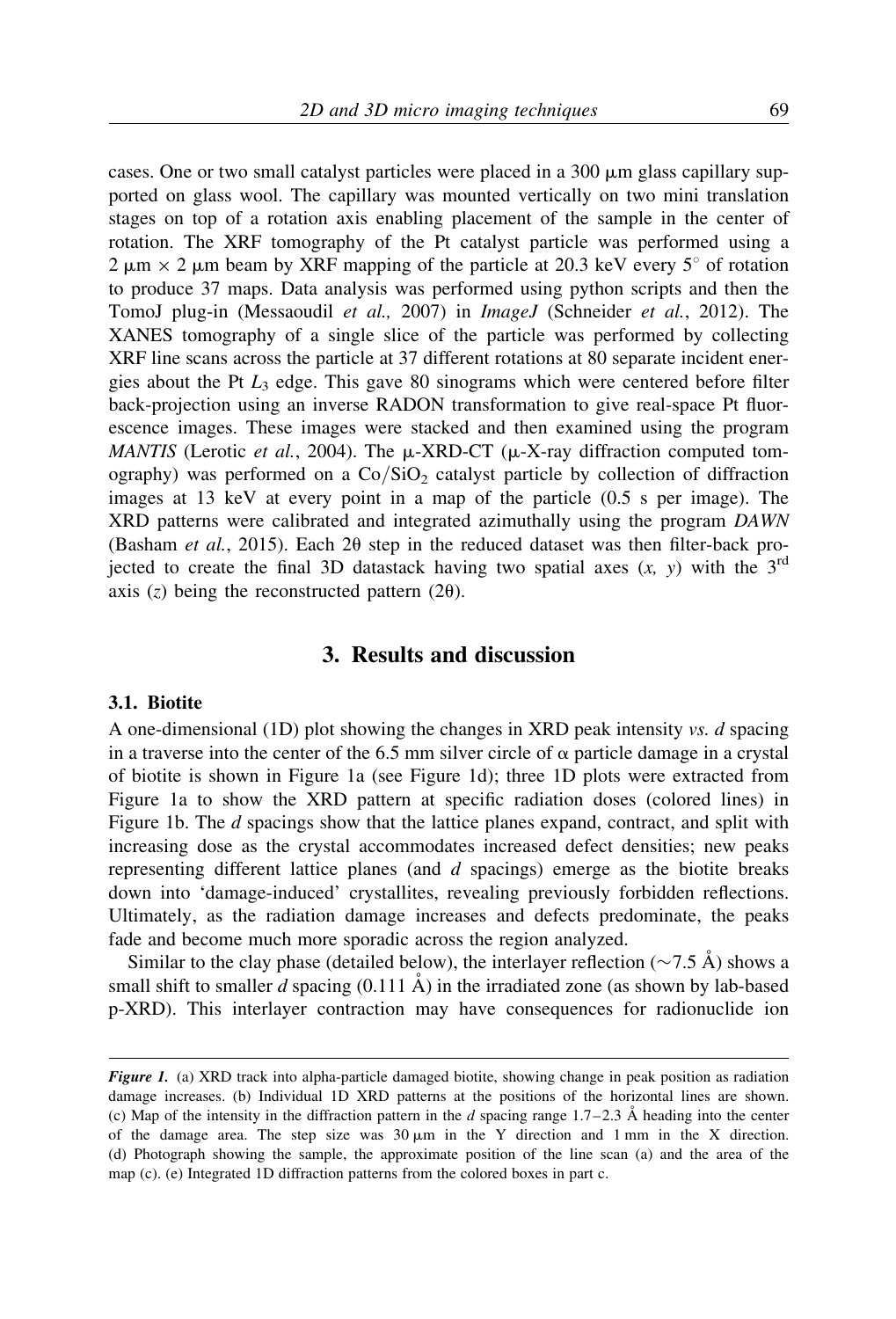cases. One or two small catalyst particles were placed in a 300 μm glass capillary supported on glass wool. The capillary was mounted vertically on two mini translation stages on top of a rotation axis enabling placement of the sample in the center of rotation. The XRF tomography of the Pt catalyst particle was performed using a 2 μm × 2 μm beam by XRF mapping of the particle at 20.3 keV every 5° of rotation to produce 37 maps. Data analysis was performed using python scripts and then the TomoJ plug-in (Messaoudil *et al.,* 2007) in *ImageJ* (Schneider *et al.*, 2012). The XANES tomography of a single slice of the particle was performed by collecting XRF line scans across the particle at 37 different rotations at 80 separate incident energies about the Pt $L_3$ edge. This gave 80 sinograms which were centered before filter back-projection using an inverse RADON transformation to give real-space Pt fluorescence images. These images were stacked and then examined using the program *MANTIS* (Lerotic *et al.*, 2004). The μ-XRD-CT (μ-X-ray diffraction computed tomography) was performed on a $Co/SiO_2$ catalyst particle by collection of diffraction images at 13 keV at every point in a map of the particle (0.5 s per image). The XRD patterns were calibrated and integrated azimuthally using the program *DAWN* (Basham *et al.*, 2015). Each 2θ step in the reduced dataset was then filter-back projected to create the final 3D datastack having two spatial axes (*x, y*) with the 3rd axis (*z*) being the reconstructed pattern (2θ).

## 3. Results and discussion

### 3.1. Biotite

A one-dimensional (1D) plot showing the changes in XRD peak intensity *vs. d* spacing in a traverse into the center of the 6.5 mm silver circle of α particle damage in a crystal of biotite is shown in Figure 1a (see Figure 1d); three 1D plots were extracted from Figure 1a to show the XRD pattern at specific radiation doses (colored lines) in Figure 1b. The *d* spacings show that the lattice planes expand, contract, and split with increasing dose as the crystal accommodates increased defect densities; new peaks representing different lattice planes (and *d* spacings) emerge as the biotite breaks down into 'damage-induced' crystallites, revealing previously forbidden reflections. Ultimately, as the radiation damage increases and defects predominate, the peaks fade and become much more sporadic across the region analyzed.

Similar to the clay phase (detailed below), the interlayer reflection (~7.5 Å) shows a small shift to smaller *d* spacing (0.111 Å) in the irradiated zone (as shown by lab-based p-XRD). This interlayer contraction may have consequences for radionuclide ion

***Figure 1.*** (a) XRD track into alpha-particle damaged biotite, showing change in peak position as radiation damage increases. (b) Individual 1D XRD patterns at the positions of the horizontal lines are shown. (c) Map of the intensity in the diffraction pattern in the *d* spacing range 1.7–2.3 Å heading into the center of the damage area. The step size was 30 μm in the Y direction and 1 mm in the X direction. (d) Photograph showing the sample, the approximate position of the line scan (a) and the area of the map (c). (e) Integrated 1D diffraction patterns from the colored boxes in part c.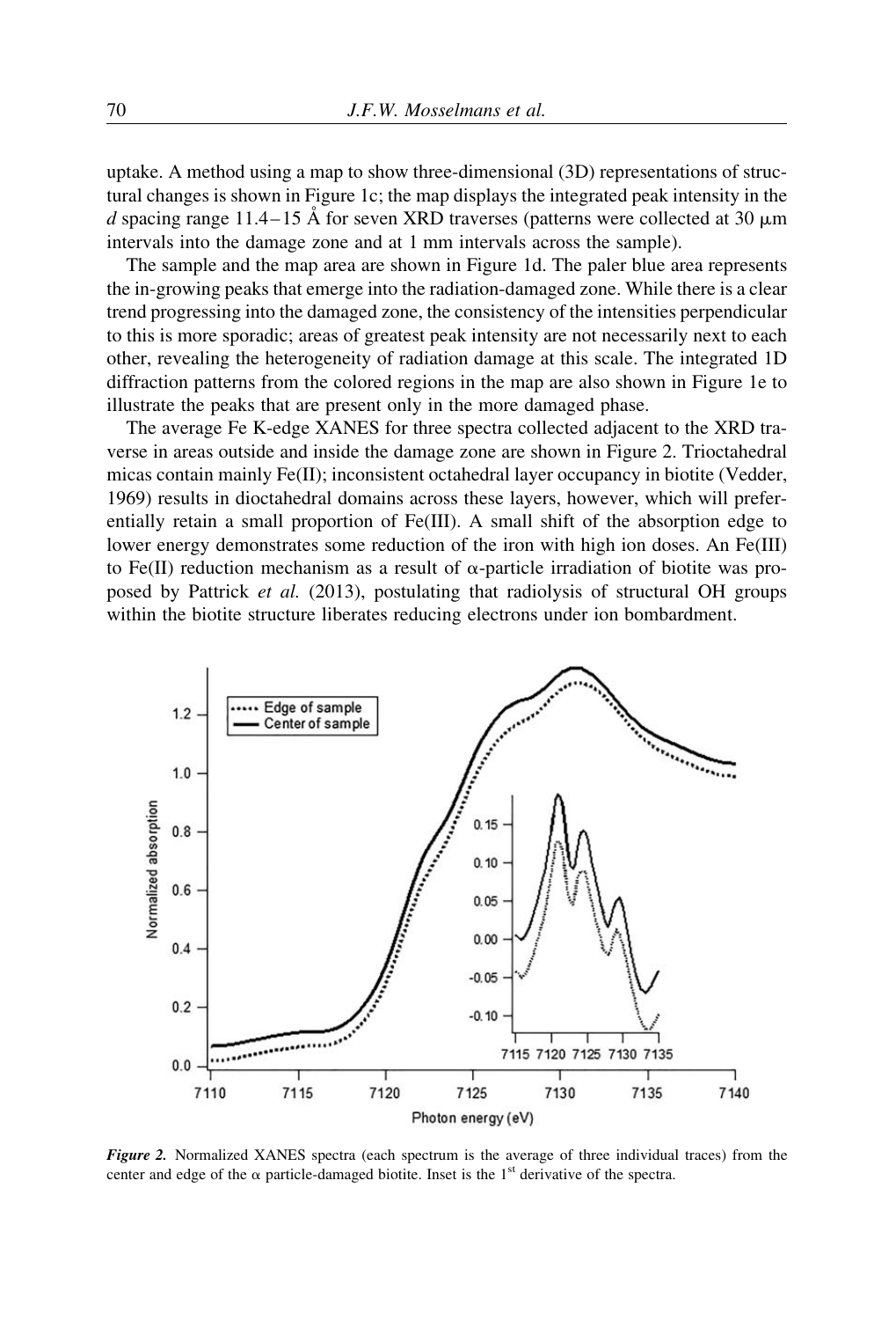uptake. A method using a map to show three-dimensional (3D) representations of structural changes is shown in Figure 1c; the map displays the integrated peak intensity in the *d* spacing range 11.4–15 Å for seven XRD traverses (patterns were collected at 30 μm intervals into the damage zone and at 1 mm intervals across the sample).

The sample and the map area are shown in Figure 1d. The paler blue area represents the in-growing peaks that emerge into the radiation-damaged zone. While there is a clear trend progressing into the damaged zone, the consistency of the intensities perpendicular to this is more sporadic; areas of greatest peak intensity are not necessarily next to each other, revealing the heterogeneity of radiation damage at this scale. The integrated 1D diffraction patterns from the colored regions in the map are also shown in Figure 1e to illustrate the peaks that are present only in the more damaged phase.

The average Fe K-edge XANES for three spectra collected adjacent to the XRD traverse in areas outside and inside the damage zone are shown in Figure 2. Trioctahedral micas contain mainly Fe(II); inconsistent octahedral layer occupancy in biotite (Vedder, 1969) results in dioctahedral domains across these layers, however, which will preferentially retain a small proportion of Fe(III). A small shift of the absorption edge to lower energy demonstrates some reduction of the iron with high ion doses. An Fe(III) to Fe(II) reduction mechanism as a result of α-particle irradiation of biotite was proposed by Pattrick *et al.* (2013), postulating that radiolysis of structural OH groups within the biotite structure liberates reducing electrons under ion bombardment.

***Figure 2.*** Normalized XANES spectra (each spectrum is the average of three individual traces) from the center and edge of the α particle-damaged biotite. Inset is the 1st derivative of the spectra.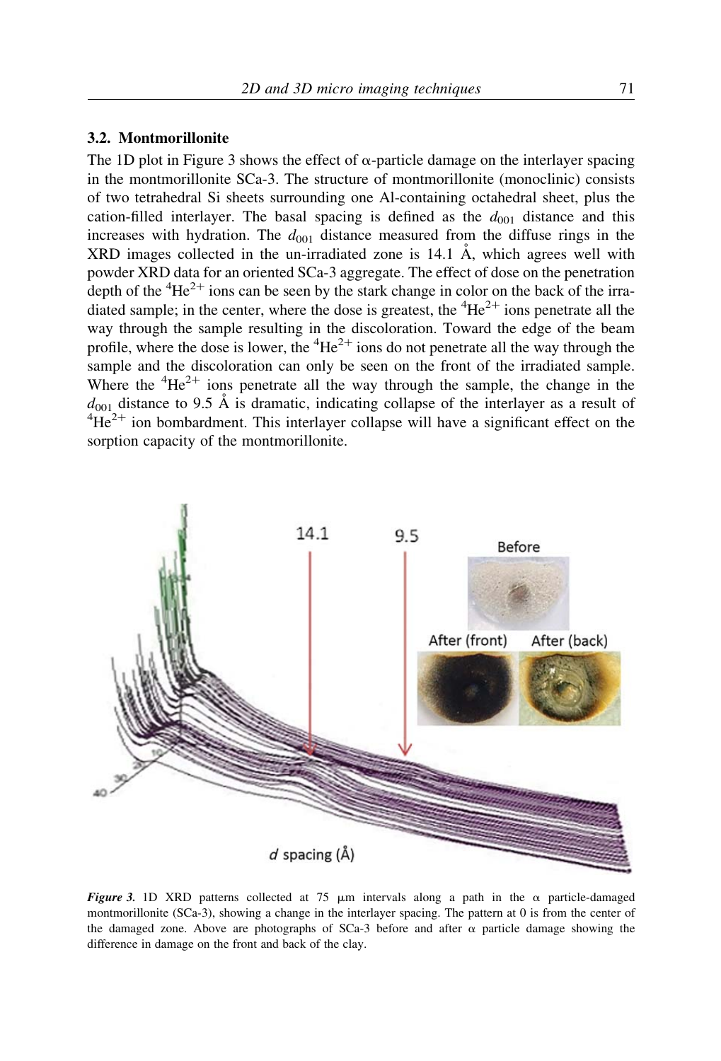### 3.2. Montmorillonite

The 1D plot in Figure 3 shows the effect of α-particle damage on the interlayer spacing in the montmorillonite SCa-3. The structure of montmorillonite (monoclinic) consists of two tetrahedral Si sheets surrounding one Al-containing octahedral sheet, plus the cation-filled interlayer. The basal spacing is defined as the $d_{001}$ distance and this increases with hydration. The $d_{001}$ distance measured from the diffuse rings in the XRD images collected in the un-irradiated zone is 14.1 Å, which agrees well with powder XRD data for an oriented SCa-3 aggregate. The effect of dose on the penetration depth of the $^{4}He^{2+}$ ions can be seen by the stark change in color on the back of the irradiated sample; in the center, where the dose is greatest, the $^{4}He^{2+}$ ions penetrate all the way through the sample resulting in the discoloration. Toward the edge of the beam profile, where the dose is lower, the $^{4}He^{2+}$ ions do not penetrate all the way through the sample and the discoloration can only be seen on the front of the irradiated sample. Where the $^{4}He^{2+}$ ions penetrate all the way through the sample, the change in the $d_{001}$ distance to 9.5 Å is dramatic, indicating collapse of the interlayer as a result of $^{4}He^{2+}$ ion bombardment. This interlayer collapse will have a significant effect on the sorption capacity of the montmorillonite.

***Figure 3.*** 1D XRD patterns collected at 75 μm intervals along a path in the α particle-damaged montmorillonite (SCa-3), showing a change in the interlayer spacing. The pattern at 0 is from the center of the damaged zone. Above are photographs of SCa-3 before and after α particle damage showing the difference in damage on the front and back of the clay.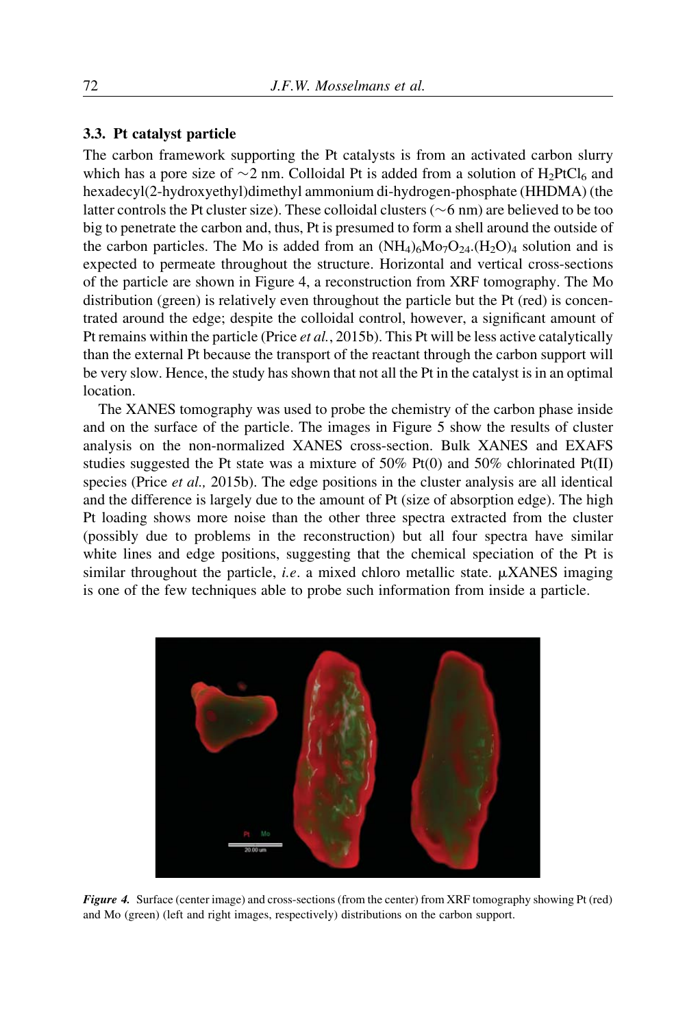### 3.3. Pt catalyst particle

The carbon framework supporting the Pt catalysts is from an activated carbon slurry which has a pore size of ~2 nm. Colloidal Pt is added from a solution of $H_2PtCl_6$ and hexadecyl(2-hydroxyethyl)dimethyl ammonium di-hydrogen-phosphate (HHDMA) (the latter controls the Pt cluster size). These colloidal clusters (~6 nm) are believed to be too big to penetrate the carbon and, thus, Pt is presumed to form a shell around the outside of the carbon particles. The Mo is added from an $(NH_4)_6Mo_7O_{24}.(H_2O)_4$ solution and is expected to permeate throughout the structure. Horizontal and vertical cross-sections of the particle are shown in Figure 4, a reconstruction from XRF tomography. The Mo distribution (green) is relatively even throughout the particle but the Pt (red) is concentrated around the edge; despite the colloidal control, however, a significant amount of Pt remains within the particle (Price *et al.*, 2015b). This Pt will be less active catalytically than the external Pt because the transport of the reactant through the carbon support will be very slow. Hence, the study has shown that not all the Pt in the catalyst is in an optimal location.

The XANES tomography was used to probe the chemistry of the carbon phase inside and on the surface of the particle. The images in Figure 5 show the results of cluster analysis on the non-normalized XANES cross-section. Bulk XANES and EXAFS studies suggested the Pt state was a mixture of 50% Pt(0) and 50% chlorinated Pt(II) species (Price *et al.,* 2015b). The edge positions in the cluster analysis are all identical and the difference is largely due to the amount of Pt (size of absorption edge). The high Pt loading shows more noise than the other three spectra extracted from the cluster (possibly due to problems in the reconstruction) but all four spectra have similar white lines and edge positions, suggesting that the chemical speciation of the Pt is similar throughout the particle, *i.e*. a mixed chloro metallic state. μXANES imaging is one of the few techniques able to probe such information from inside a particle.

***Figure 4.*** Surface (center image) and cross-sections (from the center) from XRF tomography showing Pt (red) and Mo (green) (left and right images, respectively) distributions on the carbon support.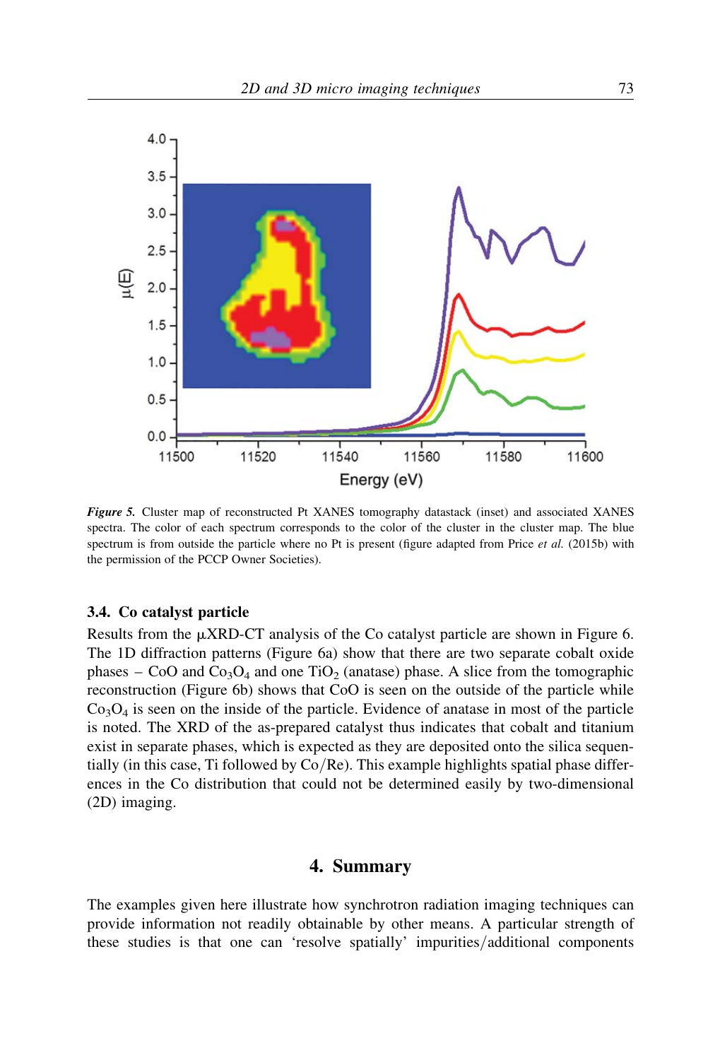*Figure 5.* Cluster map of reconstructed Pt XANES tomography datastack (inset) and associated XANES spectra. The color of each spectrum corresponds to the color of the cluster in the cluster map. The blue spectrum is from outside the particle where no Pt is present (figure adapted from Price *et al.* (2015b) with the permission of the PCCP Owner Societies).

### 3.4. Co catalyst particle

Results from the μXRD-CT analysis of the Co catalyst particle are shown in Figure 6. The 1D diffraction patterns (Figure 6a) show that there are two separate cobalt oxide phases – CoO and $Co_3O_4$ and one $TiO_2$ (anatase) phase. A slice from the tomographic reconstruction (Figure 6b) shows that CoO is seen on the outside of the particle while $Co_3O_4$ is seen on the inside of the particle. Evidence of anatase in most of the particle is noted. The XRD of the as-prepared catalyst thus indicates that cobalt and titanium exist in separate phases, which is expected as they are deposited onto the silica sequentially (in this case, Ti followed by Co/Re). This example highlights spatial phase differences in the Co distribution that could not be determined easily by two-dimensional (2D) imaging.

## 4. Summary

The examples given here illustrate how synchrotron radiation imaging techniques can provide information not readily obtainable by other means. A particular strength of these studies is that one can 'resolve spatially' impurities/additional components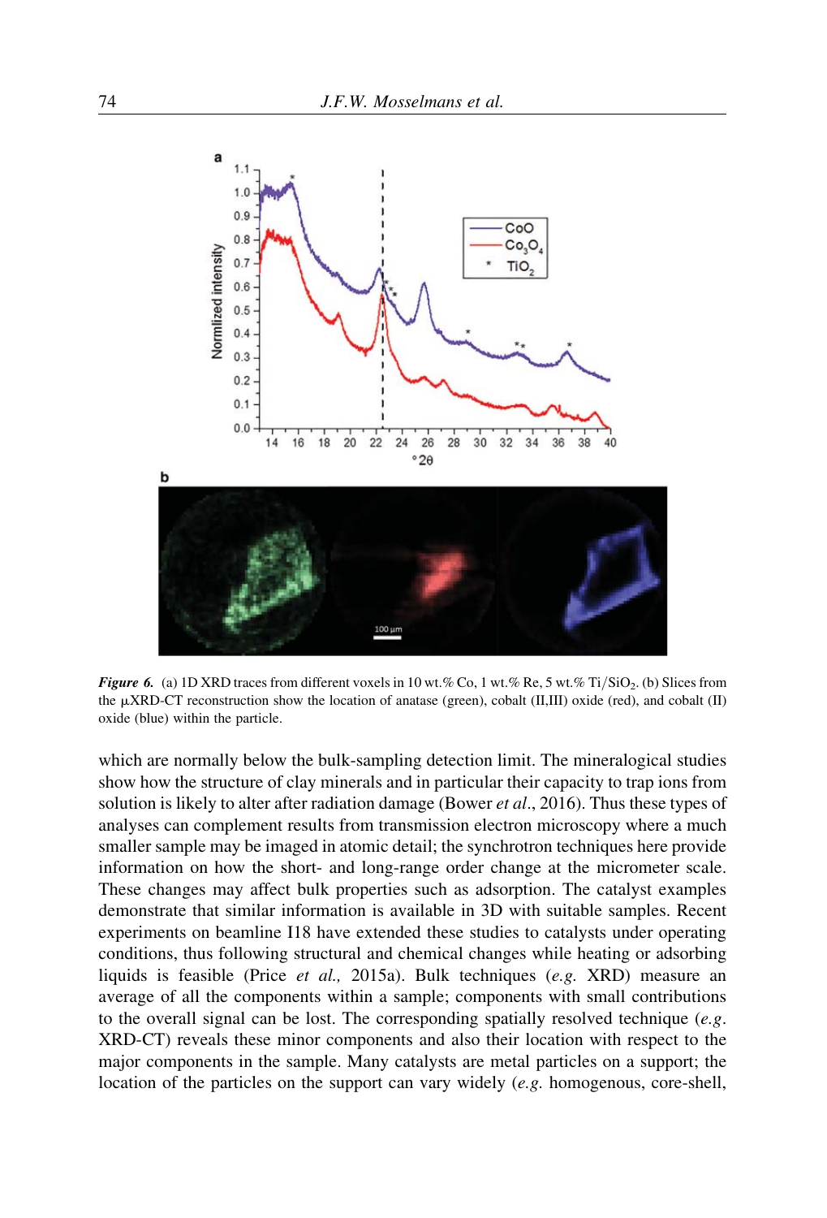*Figure 6.* (a) 1D XRD traces from different voxels in 10 wt.% Co, 1 wt.% Re, 5 wt.% $Ti/SiO_2$. (b) Slices from the µXRD-CT reconstruction show the location of anatase (green), cobalt (II,III) oxide (red), and cobalt (II) oxide (blue) within the particle.

which are normally below the bulk-sampling detection limit. The mineralogical studies show how the structure of clay minerals and in particular their capacity to trap ions from solution is likely to alter after radiation damage (Bower *et al*., 2016). Thus these types of analyses can complement results from transmission electron microscopy where a much smaller sample may be imaged in atomic detail; the synchrotron techniques here provide information on how the short- and long-range order change at the micrometer scale. These changes may affect bulk properties such as adsorption. The catalyst examples demonstrate that similar information is available in 3D with suitable samples. Recent experiments on beamline I18 have extended these studies to catalysts under operating conditions, thus following structural and chemical changes while heating or adsorbing liquids is feasible (Price *et al.,* 2015a). Bulk techniques (*e.g.* XRD) measure an average of all the components within a sample; components with small contributions to the overall signal can be lost. The corresponding spatially resolved technique (*e.g.* XRD-CT) reveals these minor components and also their location with respect to the major components in the sample. Many catalysts are metal particles on a support; the location of the particles on the support can vary widely (*e.g.* homogenous, core-shell,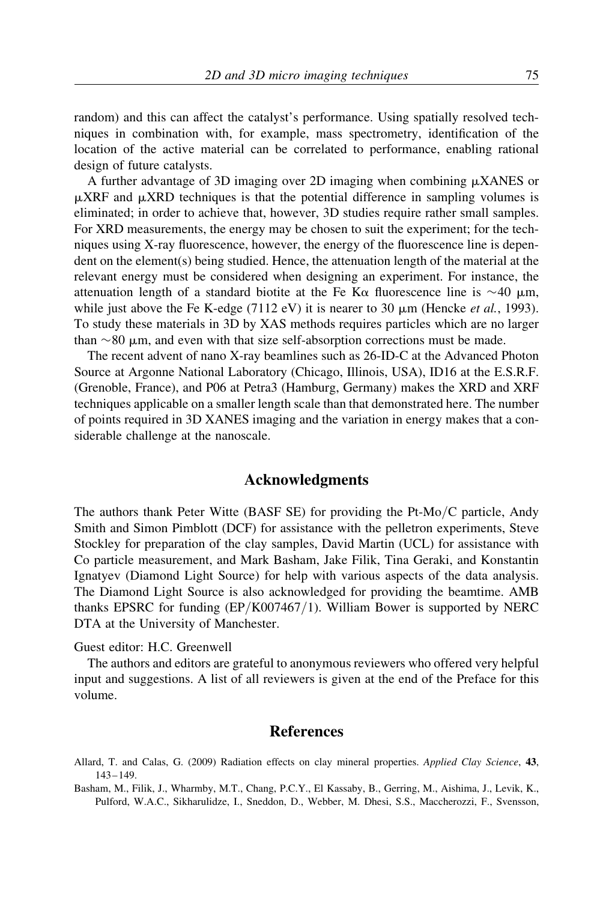random) and this can affect the catalyst's performance. Using spatially resolved techniques in combination with, for example, mass spectrometry, identification of the location of the active material can be correlated to performance, enabling rational design of future catalysts.

A further advantage of 3D imaging over 2D imaging when combining μXANES or μXRF and μXRD techniques is that the potential difference in sampling volumes is eliminated; in order to achieve that, however, 3D studies require rather small samples. For XRD measurements, the energy may be chosen to suit the experiment; for the techniques using X-ray fluorescence, however, the energy of the fluorescence line is dependent on the element(s) being studied. Hence, the attenuation length of the material at the relevant energy must be considered when designing an experiment. For instance, the attenuation length of a standard biotite at the Fe Kα fluorescence line is ~40 μm, while just above the Fe K-edge (7112 eV) it is nearer to 30 μm (Hencke *et al.*, 1993). To study these materials in 3D by XAS methods requires particles which are no larger than ~80 μm, and even with that size self-absorption corrections must be made.

The recent advent of nano X-ray beamlines such as 26-ID-C at the Advanced Photon Source at Argonne National Laboratory (Chicago, Illinois, USA), ID16 at the E.S.R.F. (Grenoble, France), and P06 at Petra3 (Hamburg, Germany) makes the XRD and XRF techniques applicable on a smaller length scale than that demonstrated here. The number of points required in 3D XANES imaging and the variation in energy makes that a considerable challenge at the nanoscale.

## Acknowledgments

The authors thank Peter Witte (BASF SE) for providing the Pt-Mo/C particle, Andy Smith and Simon Pimblott (DCF) for assistance with the pelletron experiments, Steve Stockley for preparation of the clay samples, David Martin (UCL) for assistance with Co particle measurement, and Mark Basham, Jake Filik, Tina Geraki, and Konstantin Ignatyev (Diamond Light Source) for help with various aspects of the data analysis. The Diamond Light Source is also acknowledged for providing the beamtime. AMB thanks EPSRC for funding (EP/K007467/1). William Bower is supported by NERC DTA at the University of Manchester.

Guest editor: H.C. Greenwell

The authors and editors are grateful to anonymous reviewers who offered very helpful input and suggestions. A list of all reviewers is given at the end of the Preface for this volume.

## References

Allard, T. and Calas, G. (2009) Radiation effects on clay mineral properties. *Applied Clay Science*, **43**, 143–149.

Basham, M., Filik, J., Wharmby, M.T., Chang, P.C.Y., El Kassaby, B., Gerring, M., Aishima, J., Levik, K., Pulford, W.A.C., Sikharulidze, I., Sneddon, D., Webber, M. Dhesi, S.S., Maccherozzi, F., Svensson,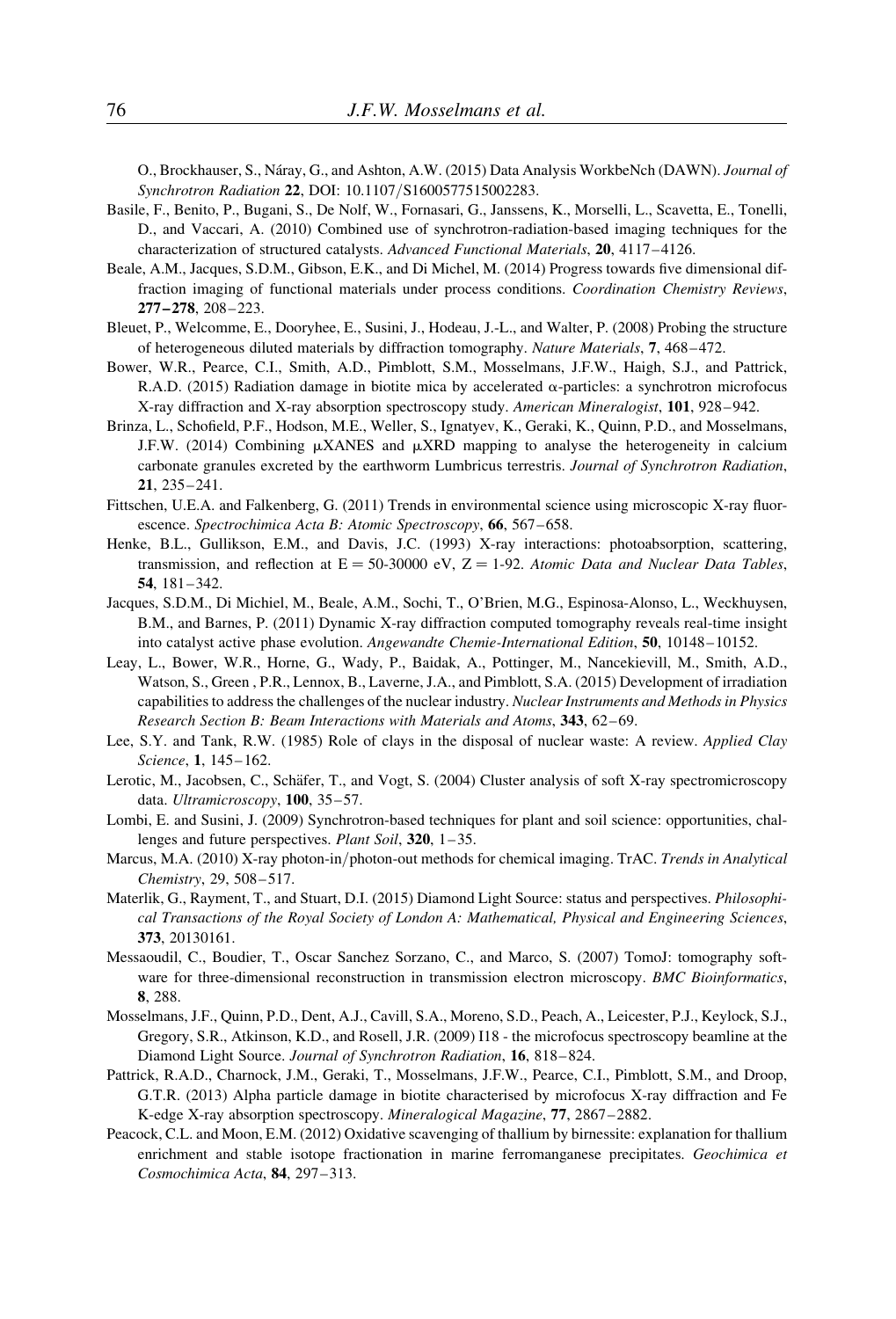O., Brockhauser, S., Náray, G., and Ashton, A.W. (2015) Data Analysis WorkbeNch (DAWN). *Journal of Synchrotron Radiation* **22**, DOI: 10.1107/S1600577515002283.

Basile, F., Benito, P., Bugani, S., De Nolf, W., Fornasari, G., Janssens, K., Morselli, L., Scavetta, E., Tonelli, D., and Vaccari, A. (2010) Combined use of synchrotron-radiation-based imaging techniques for the characterization of structured catalysts. *Advanced Functional Materials*, **20**, 4117–4126.

Beale, A.M., Jacques, S.D.M., Gibson, E.K., and Di Michel, M. (2014) Progress towards five dimensional diffraction imaging of functional materials under process conditions. *Coordination Chemistry Reviews*, **277–278**, 208–223.

Bleuet, P., Welcomme, E., Dooryhee, E., Susini, J., Hodeau, J.-L., and Walter, P. (2008) Probing the structure of heterogeneous diluted materials by diffraction tomography. *Nature Materials*, **7**, 468–472.

Bower, W.R., Pearce, C.I., Smith, A.D., Pimblott, S.M., Mosselmans, J.F.W., Haigh, S.J., and Pattrick, R.A.D. (2015) Radiation damage in biotite mica by accelerated α-particles: a synchrotron microfocus X-ray diffraction and X-ray absorption spectroscopy study. *American Mineralogist*, **101**, 928–942.

Brinza, L., Schofield, P.F., Hodson, M.E., Weller, S., Ignatyev, K., Geraki, K., Quinn, P.D., and Mosselmans, J.F.W. (2014) Combining μXANES and μXRD mapping to analyse the heterogeneity in calcium carbonate granules excreted by the earthworm Lumbricus terrestris. *Journal of Synchrotron Radiation*, **21**, 235–241.

Fittschen, U.E.A. and Falkenberg, G. (2011) Trends in environmental science using microscopic X-ray fluorescence. *Spectrochimica Acta B: Atomic Spectroscopy*, **66**, 567–658.

Henke, B.L., Gullikson, E.M., and Davis, J.C. (1993) X-ray interactions: photoabsorption, scattering, transmission, and reflection at E = 50-30000 eV, Z = 1-92. *Atomic Data and Nuclear Data Tables*, **54**, 181–342.

Jacques, S.D.M., Di Michiel, M., Beale, A.M., Sochi, T., O'Brien, M.G., Espinosa-Alonso, L., Weckhuysen, B.M., and Barnes, P. (2011) Dynamic X-ray diffraction computed tomography reveals real-time insight into catalyst active phase evolution. *Angewandte Chemie-International Edition*, **50**, 10148–10152.

Leay, L., Bower, W.R., Horne, G., Wady, P., Baidak, A., Pottinger, M., Nancekievill, M., Smith, A.D., Watson, S., Green , P.R., Lennox, B., Laverne, J.A., and Pimblott, S.A. (2015) Development of irradiation capabilities to address the challenges of the nuclear industry. *Nuclear Instruments and Methods in Physics Research Section B: Beam Interactions with Materials and Atoms*, **343**, 62–69.

Lee, S.Y. and Tank, R.W. (1985) Role of clays in the disposal of nuclear waste: A review. *Applied Clay Science*, **1**, 145–162.

Lerotic, M., Jacobsen, C., Schäfer, T., and Vogt, S. (2004) Cluster analysis of soft X-ray spectromicroscopy data. *Ultramicroscopy*, **100**, 35–57.

Lombi, E. and Susini, J. (2009) Synchrotron-based techniques for plant and soil science: opportunities, challenges and future perspectives. *Plant Soil*, **320**, 1–35.

Marcus, M.A. (2010) X-ray photon-in/photon-out methods for chemical imaging. TrAC. *Trends in Analytical Chemistry*, 29, 508–517.

Materlik, G., Rayment, T., and Stuart, D.I. (2015) Diamond Light Source: status and perspectives. *Philosophical Transactions of the Royal Society of London A: Mathematical, Physical and Engineering Sciences*, **373**, 20130161.

Messaoudil, C., Boudier, T., Oscar Sanchez Sorzano, C., and Marco, S. (2007) TomoJ: tomography software for three-dimensional reconstruction in transmission electron microscopy. *BMC Bioinformatics*, **8**, 288.

Mosselmans, J.F., Quinn, P.D., Dent, A.J., Cavill, S.A., Moreno, S.D., Peach, A., Leicester, P.J., Keylock, S.J., Gregory, S.R., Atkinson, K.D., and Rosell, J.R. (2009) I18 - the microfocus spectroscopy beamline at the Diamond Light Source. *Journal of Synchrotron Radiation*, **16**, 818–824.

Pattrick, R.A.D., Charnock, J.M., Geraki, T., Mosselmans, J.F.W., Pearce, C.I., Pimblott, S.M., and Droop, G.T.R. (2013) Alpha particle damage in biotite characterised by microfocus X-ray diffraction and Fe K-edge X-ray absorption spectroscopy. *Mineralogical Magazine*, **77**, 2867–2882.

Peacock, C.L. and Moon, E.M. (2012) Oxidative scavenging of thallium by birnessite: explanation for thallium enrichment and stable isotope fractionation in marine ferromanganese precipitates. *Geochimica et Cosmochimica Acta*, **84**, 297–313.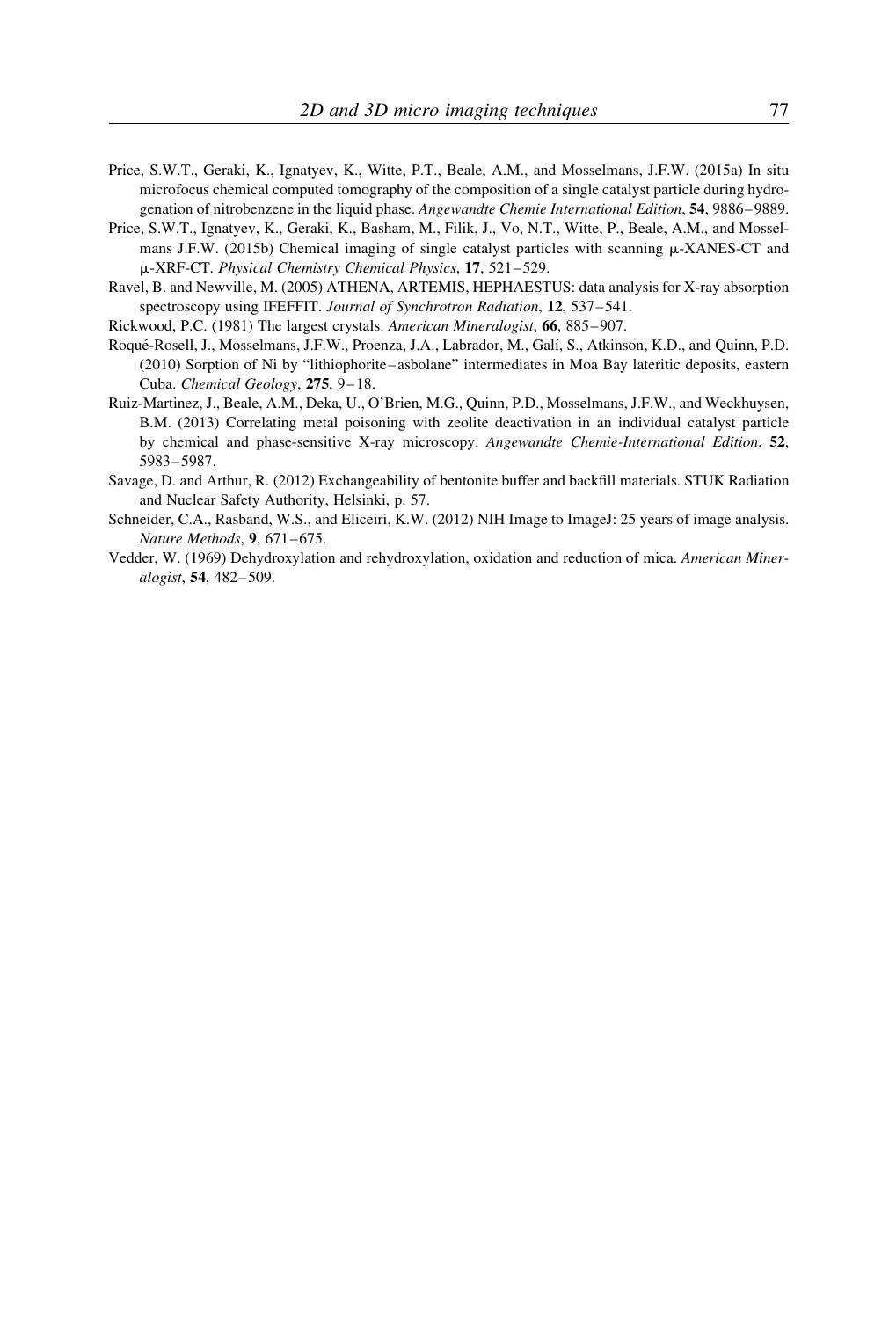Price, S.W.T., Geraki, K., Ignatyev, K., Witte, P.T., Beale, A.M., and Mosselmans, J.F.W. (2015a) In situ microfocus chemical computed tomography of the composition of a single catalyst particle during hydrogenation of nitrobenzene in the liquid phase. *Angewandte Chemie International Edition*, **54**, 9886–9889.

Price, S.W.T., Ignatyev, K., Geraki, K., Basham, M., Filik, J., Vo, N.T., Witte, P., Beale, A.M., and Mosselmans J.F.W. (2015b) Chemical imaging of single catalyst particles with scanning μ-XANES-CT and μ-XRF-CT. *Physical Chemistry Chemical Physics*, **17**, 521–529.

Ravel, B. and Newville, M. (2005) ATHENA, ARTEMIS, HEPHAESTUS: data analysis for X-ray absorption spectroscopy using IFEFFIT. *Journal of Synchrotron Radiation*, **12**, 537–541.

Rickwood, P.C. (1981) The largest crystals. *American Mineralogist*, **66**, 885–907.

Roqué-Rosell, J., Mosselmans, J.F.W., Proenza, J.A., Labrador, M., Galí, S., Atkinson, K.D., and Quinn, P.D. (2010) Sorption of Ni by "lithiophorite–asbolane" intermediates in Moa Bay lateritic deposits, eastern Cuba. *Chemical Geology*, **275**, 9–18.

Ruiz-Martinez, J., Beale, A.M., Deka, U., O'Brien, M.G., Quinn, P.D., Mosselmans, J.F.W., and Weckhuysen, B.M. (2013) Correlating metal poisoning with zeolite deactivation in an individual catalyst particle by chemical and phase-sensitive X-ray microscopy. *Angewandte Chemie-International Edition*, **52**, 5983–5987.

Savage, D. and Arthur, R. (2012) Exchangeability of bentonite buffer and backfill materials. STUK Radiation and Nuclear Safety Authority, Helsinki, p. 57.

Schneider, C.A., Rasband, W.S., and Eliceiri, K.W. (2012) NIH Image to ImageJ: 25 years of image analysis. *Nature Methods*, **9**, 671–675.

Vedder, W. (1969) Dehydroxylation and rehydroxylation, oxidation and reduction of mica. *American Mineralogist*, **54**, 482–509.